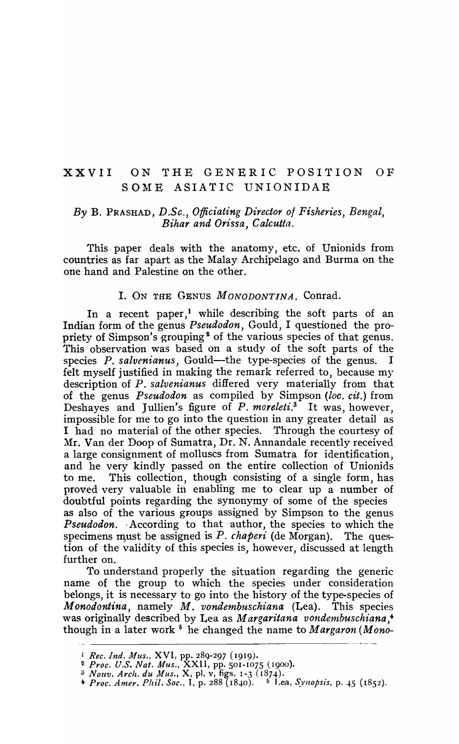# XXVII ON THE GENERIC POSITION OF SOME ASIATIC UNIONIDAE

*By* B. PRASHAD, *D.Sc., Officiating Director of Fisheries, Bengal, Bihar and Orissa, Calcutta.*

This paper deals with the anatomy, etc. of Unionids from countries as far apart as the Malay Archipelago and Burma on the one hand and Palestine on the other.

## I. ON THE GENUS *MONODONTINA*, Conrad.

In a recent paper,[1] while describing the soft parts of an Indian form of the genus *Pseudodon*, Gould, I questioned the propriety of Simpson's grouping[2] of the various species of that genus. This observation was based on a study of the soft parts of the species *P. salvenianus*, Gould—the type-species of the genus. I felt myself justified in making the remark referred to, because my description of *P. salvenianus* differed very materially from that of the genus *Pseudodon* as compiled by Simpson (*loc. cit.*) from Deshayes and Jullien's figure of *P. moreleti*.[3] It was, however, impossible for me to go into the question in any greater detail as I had no material of the other species. Through the courtesy of Mr. Van der Doop of Sumatra, Dr. N. Annandale recently received a large consignment of molluscs from Sumatra for identification, and he very kindly passed on the entire collection of Unionids to me. This collection, though consisting of a single form, has proved very valuable in enabling me to clear up a number of doubtful points regarding the synonymy of some of the species as also of the various groups assigned by Simpson to the genus *Pseudodon*. According to that author, the species to which the specimens must be assigned is *P. chaperi* (de Morgan). The question of the validity of this species is, however, discussed at length further on.

To understand properly the situation regarding the generic name of the group to which the species under consideration belongs, it is necessary to go into the history of the type-species of *Monodontina*, namely *M. vondembuschiana* (Lea). This species was originally described by Lea as *Margaritana vondembuschiana*,[4] though in a later work[5] he changed the name to *Margaron (Mono-*

---

[1] *Rec. Ind. Mus.*, XVI, pp. 289-297 (1919).

[2] *Proc. U.S. Nat. Mus.*, XXII, pp. 501-1075 (1900).

[3] *Nouv. Arch. du Mus.*, X, pl. v, figs. 1-3 (1874).

[4] *Proc. Amer. Phil. Soc.*, I, p. 288 (1840).

[5] Lea, *Synopsis*, p. 45 (1852).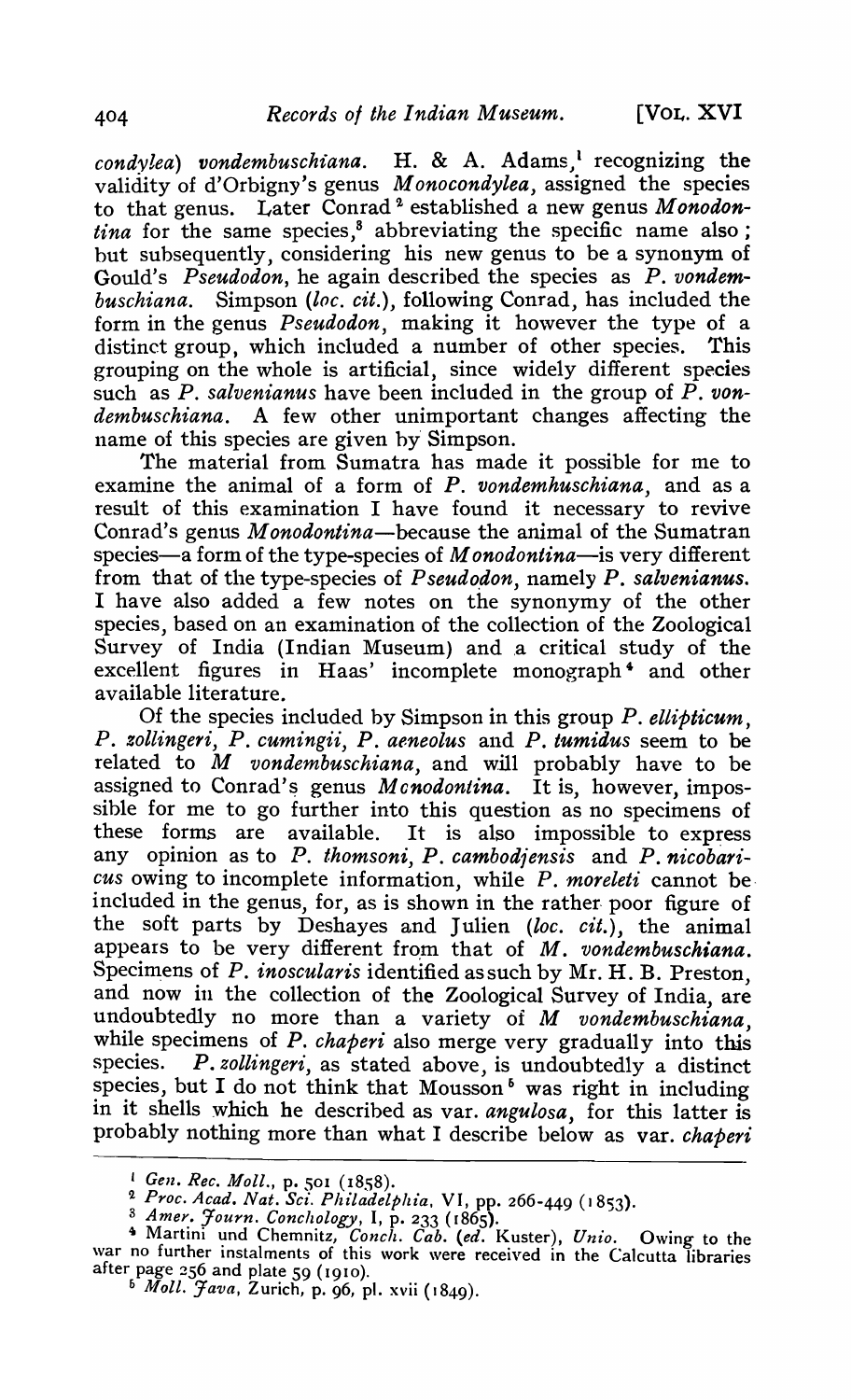*condylea*) *vondembuschiana*. H. & A. Adams,[1] recognizing the validity of d'Orbigny's genus *Monocondylea*, assigned the species to that genus. Later Conrad [2] established a new genus *Monodontina* for the same species,[3] abbreviating the specific name also; but subsequently, considering his new genus to be a synonym of Gould's *Pseudodon*, he again described the species as *P. vondembuschiana*. Simpson (*loc. cit.*), following Conrad, has included the form in the genus *Pseudodon*, making it however the type of a distinct group, which included a number of other species. This grouping on the whole is artificial, since widely different species such as *P. salvenianus* have been included in the group of *P. vondembuschiana*. A few other unimportant changes affecting the name of this species are given by Simpson.

The material from Sumatra has made it possible for me to examine the animal of a form of *P. vondemhuschiana*, and as a result of this examination I have found it necessary to revive Conrad's genus *Monodontina*—because the animal of the Sumatran species—a form of the type-species of *Monodontina*—is very different from that of the type-species of *Pseudodon*, namely *P. salvenianus*. I have also added a few notes on the synonymy of the other species, based on an examination of the collection of the Zoological Survey of India (Indian Museum) and a critical study of the excellent figures in Haas' incomplete monograph[4] and other available literature.

Of the species included by Simpson in this group *P. ellipticum*, *P. zollingeri*, *P. cumingii*, *P. aeneolus* and *P. tumidus* seem to be related to *M vondembuschiana*, and will probably have to be assigned to Conrad's genus *Mcnodontina*. It is, however, impossible for me to go further into this question as no specimens of these forms are available. It is also impossible to express any opinion as to *P. thomsoni*, *P. cambodjensis* and *P. nicobaricus* owing to incomplete information, while *P. moreleti* cannot be included in the genus, for, as is shown in the rather poor figure of the soft parts by Deshayes and Julien (*loc. cit.*), the animal appears to be very different from that of *M. vondembuschiana*. Specimens of *P. inoscularis* identified as such by Mr. H. B. Preston, and now in the collection of the Zoological Survey of India, are undoubtedly no more than a variety of *M vondembuschiana*, while specimens of *P. chaperi* also merge very gradually into this species. *P. zollingeri*, as stated above, is undoubtedly a distinct species, but I do not think that Mousson[5] was right in including in it shells which he described as var. *angulosa*, for this latter is probably nothing more than what I describe below as var. *chaperi*

---

[1] *Gen. Rec. Moll.*, p. 501 (1858).

[2] *Proc. Acad. Nat. Sci. Philadelphia*, VI, pp. 266-449 (1853).

[3] *Amer. Journ. Conchology*, I, p. 233 (1865).

[4] Martini und Chemnitz, *Conch. Cab.* (*ed.* Kuster), *Unio*. Owing to the war no further instalments of this work were received in the Calcutta libraries after page 256 and plate 59 (1910).

[5] *Moll. Java*, Zurich, p. 96, pl. xvii (1849).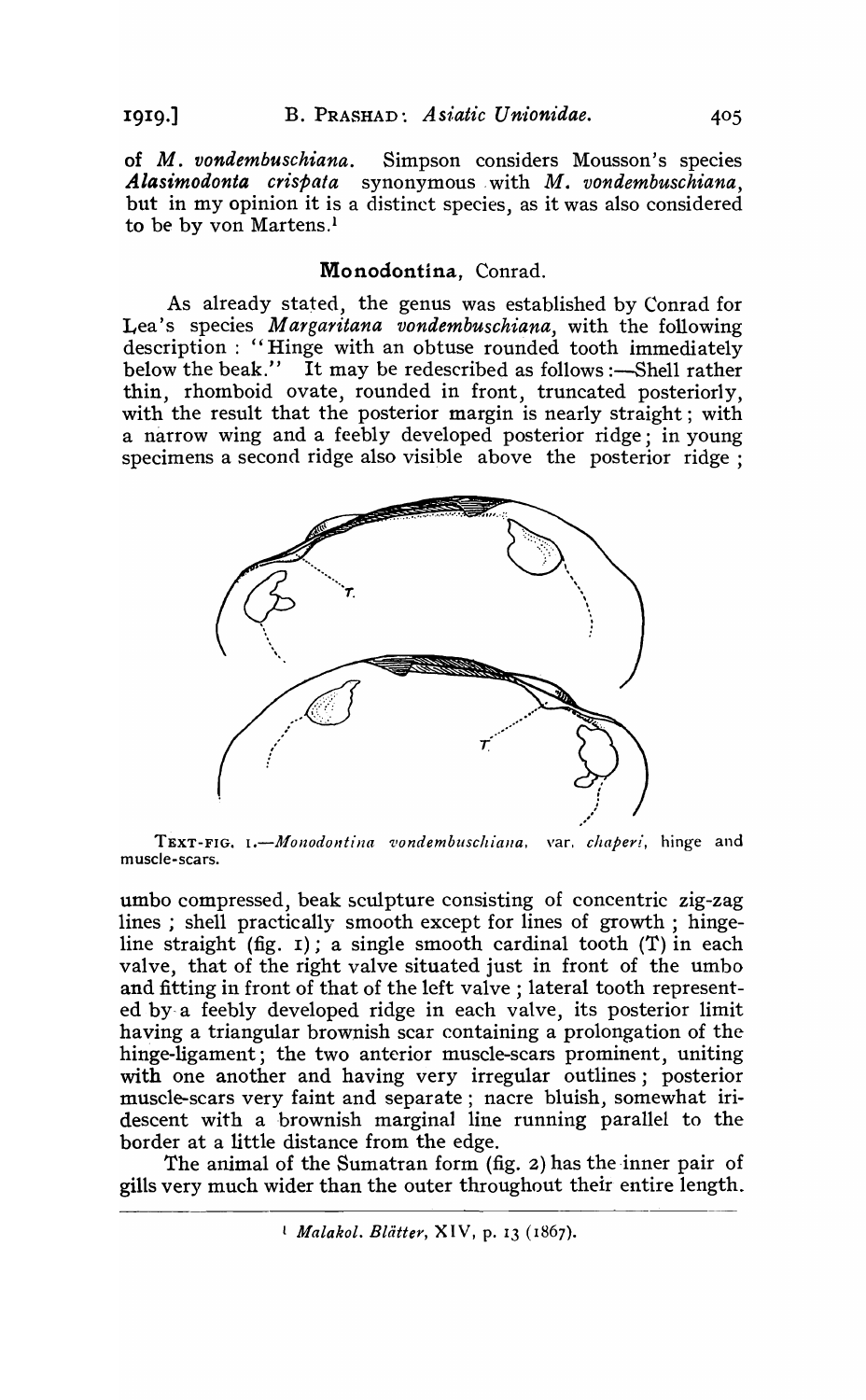of *M. vondembuschiana*. Simpson considers Mousson's species *Alasimodonta crispata* synonymous with *M. vondembuschiana*, but in my opinion it is a distinct species, as it was also considered to be by von Martens.[1]

## Monodontina, Conrad.

As already stated, the genus was established by Conrad for Lea's species *Margaritana vondembuschiana*, with the following description : "Hinge with an obtuse rounded tooth immediately below the beak." It may be redescribed as follows :—Shell rather thin, rhomboid ovate, rounded in front, truncated posteriorly, with the result that the posterior margin is nearly straight ; with a narrow wing and a feebly developed posterior ridge ; in young specimens a second ridge also visible above the posterior ridge ;

TEXT-FIG. 1.—*Monodontina vondembuschiana*, var. *chaperi*, hinge and muscle-scars.

umbo compressed, beak sculpture consisting of concentric zig-zag lines ; shell practically smooth except for lines of growth ; hinge-line straight (fig. 1) ; a single smooth cardinal tooth (T) in each valve, that of the right valve situated just in front of the umbo and fitting in front of that of the left valve ; lateral tooth represented by a feebly developed ridge in each valve, its posterior limit having a triangular brownish scar containing a prolongation of the hinge-ligament ; the two anterior muscle-scars prominent, uniting with one another and having very irregular outlines ; posterior muscle-scars very faint and separate ; nacre bluish, somewhat iridescent with a brownish marginal line running parallel to the border at a little distance from the edge.

The animal of the Sumatran form (fig. 2) has the inner pair of gills very much wider than the outer throughout their entire length.

[1] *Malakol. Blätter*, XIV, p. 13 (1867).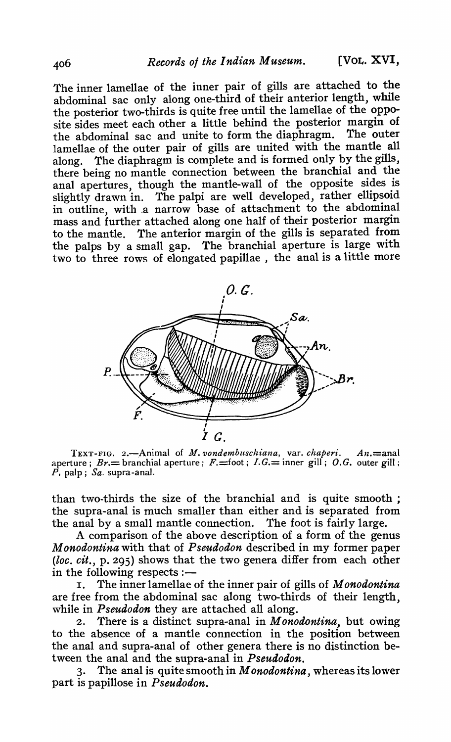The inner lamellae of the inner pair of gills are attached to the abdominal sac only along one-third of their anterior length, while the posterior two-thirds is quite free until the lamellae of the opposite sides meet each other a little behind the posterior margin of the abdominal sac and unite to form the diaphragm. The outer lamellae of the outer pair of gills are united with the mantle all along. The diaphragm is complete and is formed only by the gills, there being no mantle connection between the branchial and the anal apertures, though the mantle-wall of the opposite sides is slightly drawn in. The palpi are well developed, rather ellipsoid in outline, with a narrow base of attachment to the abdominal mass and further attached along one half of their posterior margin to the mantle. The anterior margin of the gills is separated from the palps by a small gap. The branchial aperture is large with two to three rows of elongated papillae, the anal is a little more than two-thirds the size of the branchial and is quite smooth; the supra-anal is much smaller than either and is separated from the anal by a small mantle connection. The foot is fairly large.

TEXT-FIG. 2.—Animal of *M. vondembuschiana*, var. *chaperi*. *An.*=anal aperture; *Br.*= branchial aperture; *F.*=foot; *I.G.*= inner gill; *O.G.* outer gill; *P.* palp; *Sa.* supra-anal.

A comparison of the above description of a form of the genus *Monodontina* with that of *Pseudodon* described in my former paper (*loc. cit.*, p. 295) shows that the two genera differ from each other in the following respects:—

1. The inner lamellae of the inner pair of gills of *Monodontina* are free from the abdominal sac along two-thirds of their length, while in *Pseudodon* they are attached all along.

2. There is a distinct supra-anal in *Monodontina*, but owing to the absence of a mantle connection in the position between the anal and supra-anal of other genera there is no distinction between the anal and the supra-anal in *Pseudodon*.

3. The anal is quite smooth in *Monodontina*, whereas its lower part is papillose in *Pseudodon*.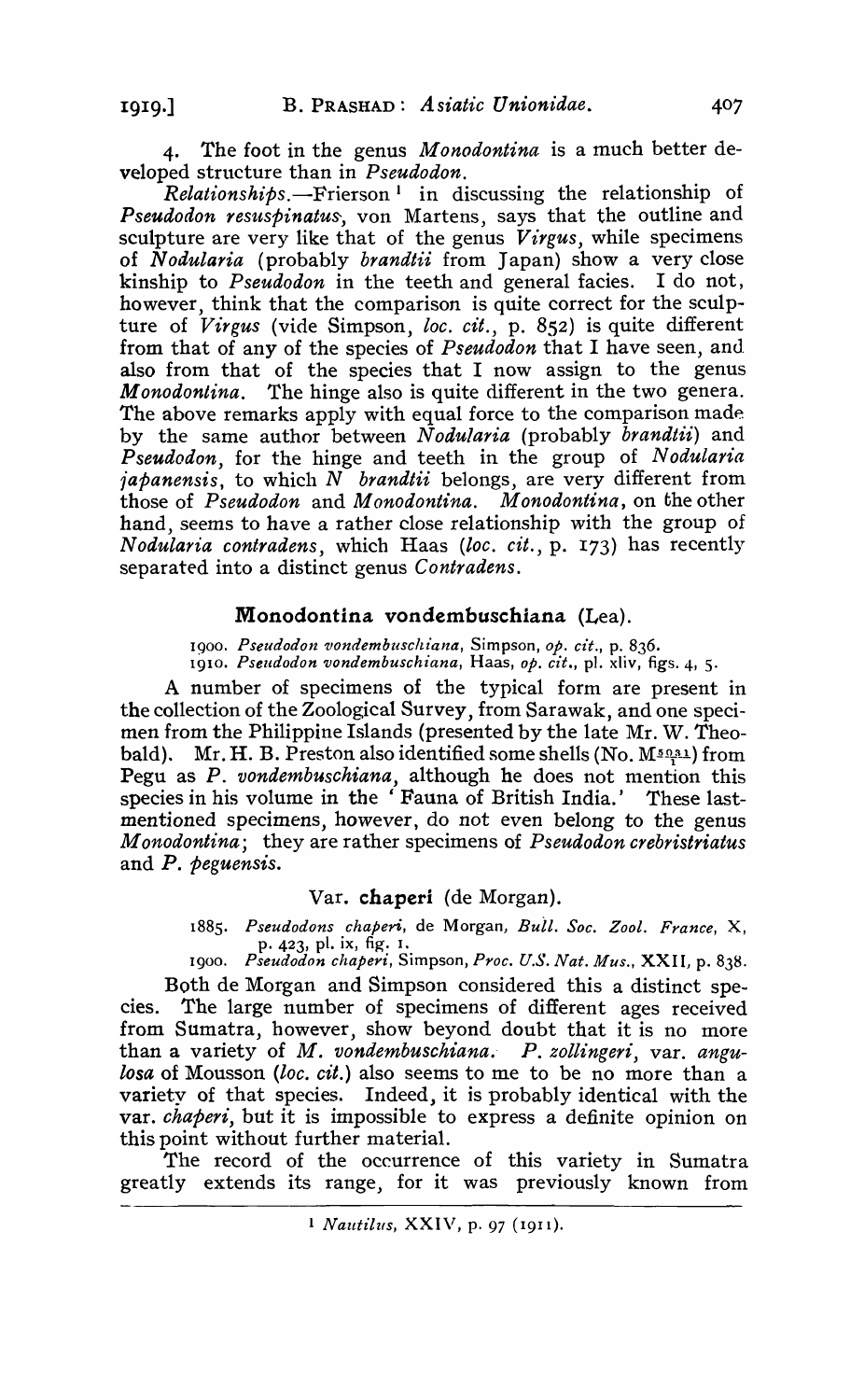4. The foot in the genus *Monodontina* is a much better developed structure than in *Pseudodon*.

*Relationships*.—Frierson [1] in discussing the relationship of *Pseudodon resuspinatus*, von Martens, says that the outline and sculpture are very like that of the genus *Virgus*, while specimens of *Nodularia* (probably *brandtii* from Japan) show a very close kinship to *Pseudodon* in the teeth and general facies. I do not, however, think that the comparison is quite correct for the sculpture of *Virgus* (vide Simpson, *loc. cit.*, p. 852) is quite different from that of any of the species of *Pseudodon* that I have seen, and also from that of the species that I now assign to the genus *Monodontina*. The hinge also is quite different in the two genera. The above remarks apply with equal force to the comparison made by the same author between *Nodularia* (probably *brandtii*) and *Pseudodon*, for the hinge and teeth in the group of *Nodularia japanensis*, to which *N brandtii* belongs, are very different from those of *Pseudodon* and *Monodontina*. *Monodontina*, on the other hand, seems to have a rather close relationship with the group of *Nodularia contradens*, which Haas (*loc. cit.*, p. 173) has recently separated into a distinct genus *Contradens*.

## Monodontina vondembuschiana (Lea).

1900. *Pseudodon vondembuschiana*, Simpson, *op. cit.*, p. 836.
1910. *Pseudodon vondembuschiana*, Haas, *op. cit.*, pl. xliv, figs. 4, 5.

A number of specimens of the typical form are present in the collection of the Zoological Survey, from Sarawak, and one specimen from the Philippine Islands (presented by the late Mr. W. Theobald). Mr. H. B. Preston also identified some shells (No. M$\frac{5031}{1}$) from Pegu as *P. vondembuschiana*, although he does not mention this species in his volume in the 'Fauna of British India.' These last-mentioned specimens, however, do not even belong to the genus *Monodontina*; they are rather specimens of *Pseudodon crebristriatus* and *P. peguensis*.

### Var. chaperi (de Morgan).

1885. *Pseudodons chaperi*, de Morgan, *Bull. Soc. Zool. France*, X, p. 423, pl. ix, fig. 1.
1900. *Pseudodon chaperi*, Simpson, *Proc. U.S. Nat. Mus.*, XXII, p. 838.

Both de Morgan and Simpson considered this a distinct species. The large number of specimens of different ages received from Sumatra, however, show beyond doubt that it is no more than a variety of *M. vondembuschiana*. *P. zollingeri*, var. *angulosa* of Mousson (*loc. cit.*) also seems to me to be no more than a variety of that species. Indeed, it is probably identical with the var. *chaperi*, but it is impossible to express a definite opinion on this point without further material.

The record of the occurrence of this variety in Sumatra greatly extends its range, for it was previously known from

[1] *Nautilus*, XXIV, p. 97 (1911).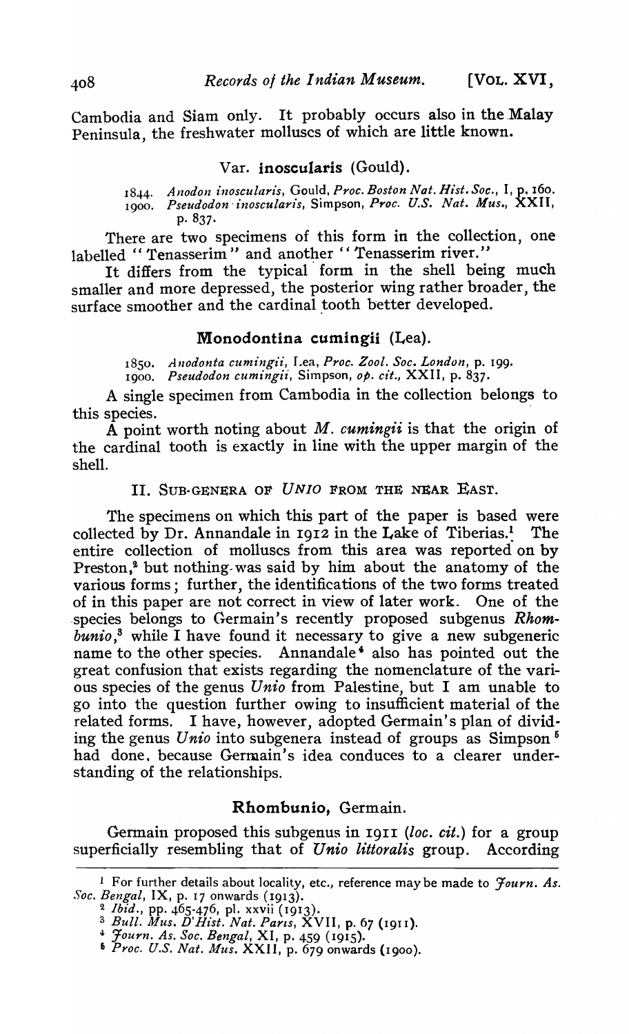Cambodia and Siam only. It probably occurs also in the Malay Peninsula, the freshwater molluscs of which are little known.

### Var. inoscularis (Gould).

1844. *Anodon inoscularis*, Gould, *Proc. Boston Nat. Hist. Soc.*, I, p. 160.
1900. *Pseudodon inoscularis*, Simpson, *Proc. U.S. Nat. Mus.*, XXII, p. 837.

There are two specimens of this form in the collection, one labelled "Tenasserim" and another "Tenasserim river."

It differs from the typical form in the shell being much smaller and more depressed, the posterior wing rather broader, the surface smoother and the cardinal tooth better developed.

### Monodontina cumingii (Lea).

1850. *Anodonta cumingii*, Lea, *Proc. Zool. Soc. London*, p. 199.
1900. *Pseudodon cumingii*, Simpson, *op. cit.*, XXII, p. 837.

A single specimen from Cambodia in the collection belongs to this species.

A point worth noting about *M. cumingii* is that the origin of the cardinal tooth is exactly in line with the upper margin of the shell.

## II. Sub-genera of *Unio* from the Near East.

The specimens on which this part of the paper is based were collected by Dr. Annandale in 1912 in the Lake of Tiberias.[1] The entire collection of molluscs from this area was reported on by Preston,[2] but nothing was said by him about the anatomy of the various forms; further, the identifications of the two forms treated of in this paper are not correct in view of later work. One of the species belongs to Germain's recently proposed subgenus *Rhombunio*,[3] while I have found it necessary to give a new subgeneric name to the other species. Annandale[4] also has pointed out the great confusion that exists regarding the nomenclature of the various species of the genus *Unio* from Palestine, but I am unable to go into the question further owing to insufficient material of the related forms. I have, however, adopted Germain's plan of dividing the genus *Unio* into subgenera instead of groups as Simpson[5] had done, because Germain's idea conduces to a clearer understanding of the relationships.

### Rhombunio, Germain.

Germain proposed this subgenus in 1911 (*loc. cit.*) for a group superficially resembling that of *Unio littoralis* group. According

---

[1] For further details about locality, etc., reference may be made to *Journ. As. Soc. Bengal*, IX, p. 17 onwards (1913).

[2] *Ibid.*, pp. 465-476, pl. xxvii (1913).

[3] *Bull. Mus. D'Hist. Nat. Paris*, XVII, p. 67 (1911).

[4] *Journ. As. Soc. Bengal*, XI, p. 459 (1915).

[5] *Proc. U.S. Nat. Mus.* XXII, p. 679 onwards (1900).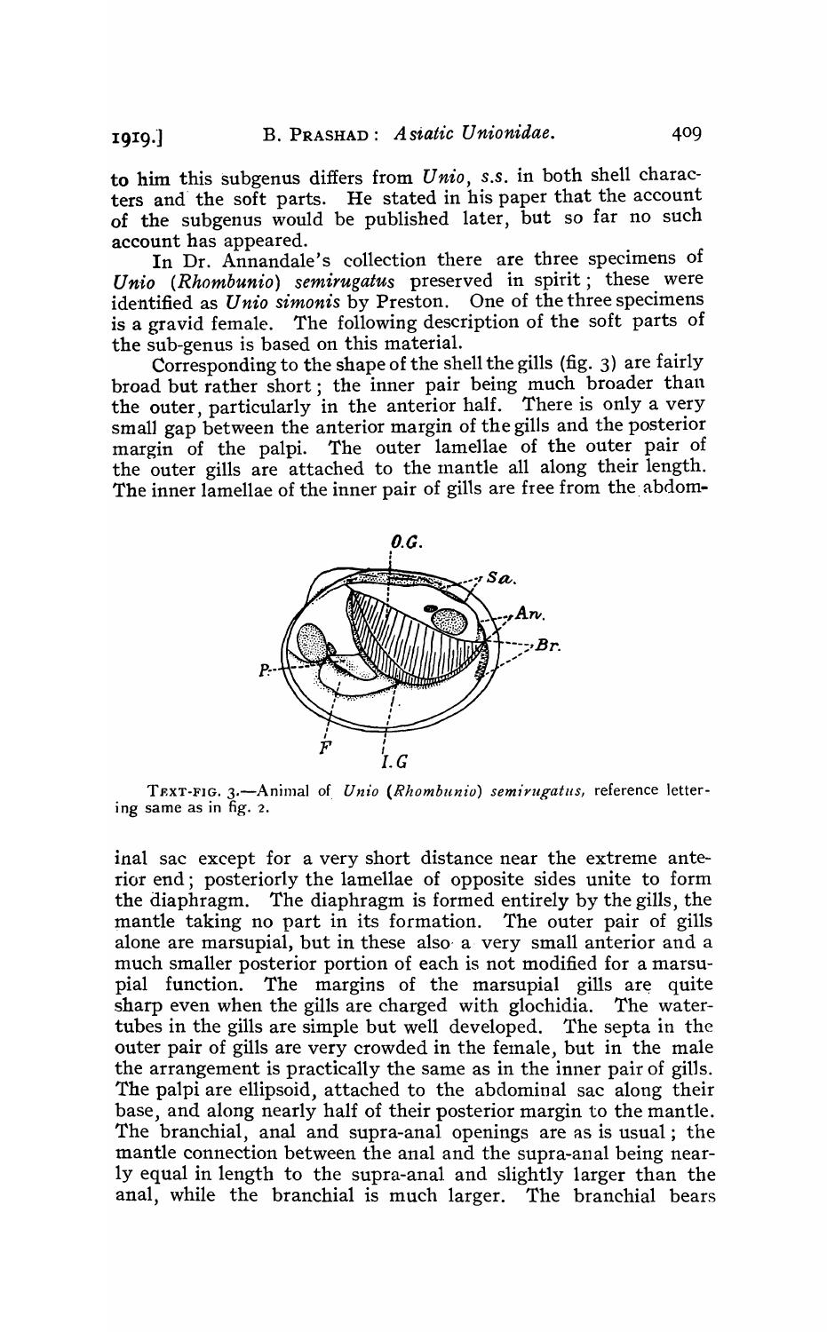to him this subgenus differs from *Unio*, *s.s.* in both shell characters and the soft parts. He stated in his paper that the account of the subgenus would be published later, but so far no such account has appeared.

In Dr. Annandale's collection there are three specimens of *Unio* (*Rhombunio*) *semirugatus* preserved in spirit; these were identified as *Unio simonis* by Preston. One of the three specimens is a gravid female. The following description of the soft parts of the sub-genus is based on this material.

Corresponding to the shape of the shell the gills (fig. 3) are fairly broad but rather short; the inner pair being much broader than the outer, particularly in the anterior half. There is only a very small gap between the anterior margin of the gills and the posterior margin of the palpi. The outer lamellae of the outer pair of the outer gills are attached to the mantle all along their length. The inner lamellae of the inner pair of gills are free from the abdominal sac except for a very short distance near the extreme anterior end; posteriorly the lamellae of opposite sides unite to form the diaphragm. The diaphragm is formed entirely by the gills, the mantle taking no part in its formation. The outer pair of gills alone are marsupial, but in these also a very small anterior and a much smaller posterior portion of each is not modified for a marsupial function. The margins of the marsupial gills are quite sharp even when the gills are charged with glochidia. The water-tubes in the gills are simple but well developed. The septa in the outer pair of gills are very crowded in the female, but in the male the arrangement is practically the same as in the inner pair of gills. The palpi are ellipsoid, attached to the abdominal sac along their base, and along nearly half of their posterior margin to the mantle. The branchial, anal and supra-anal openings are as is usual; the mantle connection between the anal and the supra-anal being nearly equal in length to the supra-anal and slightly larger than the anal, while the branchial is much larger. The branchial bears

TEXT-FIG. 3.—Animal of *Unio* (*Rhombunio*) *semirugatus*, reference lettering same as in fig. 2.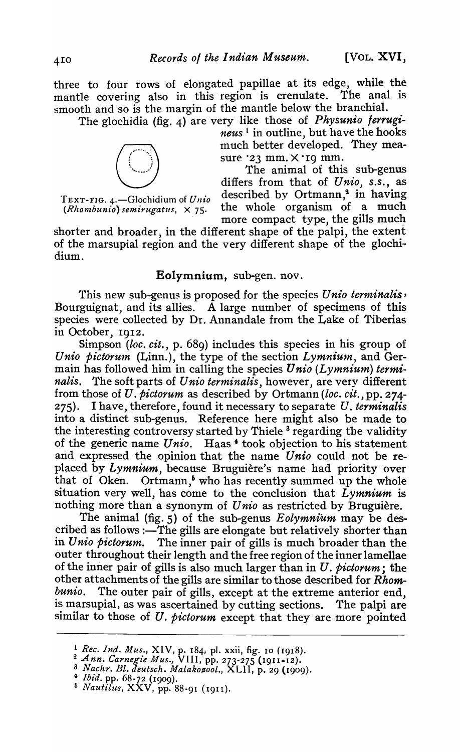three to four rows of elongated papillae at its edge, while the mantle covering also in this region is crenulate. The anal is smooth and so is the margin of the mantle below the branchial.

The glochidia (fig. 4) are very like those of *Physunio ferrugineus* [1] in outline, but have the hooks much better developed. They measure ·23 mm. × ·19 mm.

TEXT-FIG. 4.—Glochidium of *Unio* (*Rhombunio*) *semirugatus*, × 75.

The animal of this sub-genus differs from that of *Unio*, *s.s.*, as described by Ortmann,[2] in having the whole organism of a much more compact type, the gills much shorter and broader, in the different shape of the palpi, the extent of the marsupial region and the very different shape of the glochidium.

### **Eolymnium**, sub-gen. nov.

This new sub-genus is proposed for the species *Unio terminalis*, Bourguignat, and its allies. A large number of specimens of this species were collected by Dr. Annandale from the Lake of Tiberias in October, 1912.

Simpson (*loc. cit.*, p. 689) includes this species in his group of *Unio pictorum* (Linn.), the type of the section *Lymnium*, and Germain has followed him in calling the species *Unio* (*Lymnium*) *terminalis*. The soft parts of *Unio terminalis*, however, are very different from those of *U. pictorum* as described by Ortmann (*loc. cit.*, pp. 274-275). I have, therefore, found it necessary to separate *U. terminalis* into a distinct sub-genus. Reference here might also be made to the interesting controversy started by Thiele [3] regarding the validity of the generic name *Unio*. Haas [4] took objection to his statement and expressed the opinion that the name *Unio* could not be replaced by *Lymnium*, because Bruguière's name had priority over that of Oken. Ortmann,[5] who has recently summed up the whole situation very well, has come to the conclusion that *Lymnium* is nothing more than a synonym of *Unio* as restricted by Bruguière.

The animal (fig. 5) of the sub-genus *Eolymnium* may be described as follows :—The gills are elongate but relatively shorter than in *Unio pictorum*. The inner pair of gills is much broader than the outer throughout their length and the free region of the inner lamellae of the inner pair of gills is also much larger than in *U. pictorum*; the other attachments of the gills are similar to those described for *Rhombunio*. The outer pair of gills, except at the extreme anterior end, is marsupial, as was ascertained by cutting sections. The palpi are similar to those of *U. pictorum* except that they are more pointed

---

[1] *Rec. Ind. Mus.*, XIV, p. 184, pl. xxii, fig. 10 (1918).

[2] *Ann. Carnegie Mus.*, VIII, pp. 273-275 (1911-12).

[3] *Nachr. Bl. deutsch. Malakozool.*, XLII, p. 29 (1909).

[4] *Ibid.* pp. 68-72 (1909).

[5] *Nautilus*, XXV, pp. 88-91 (1911).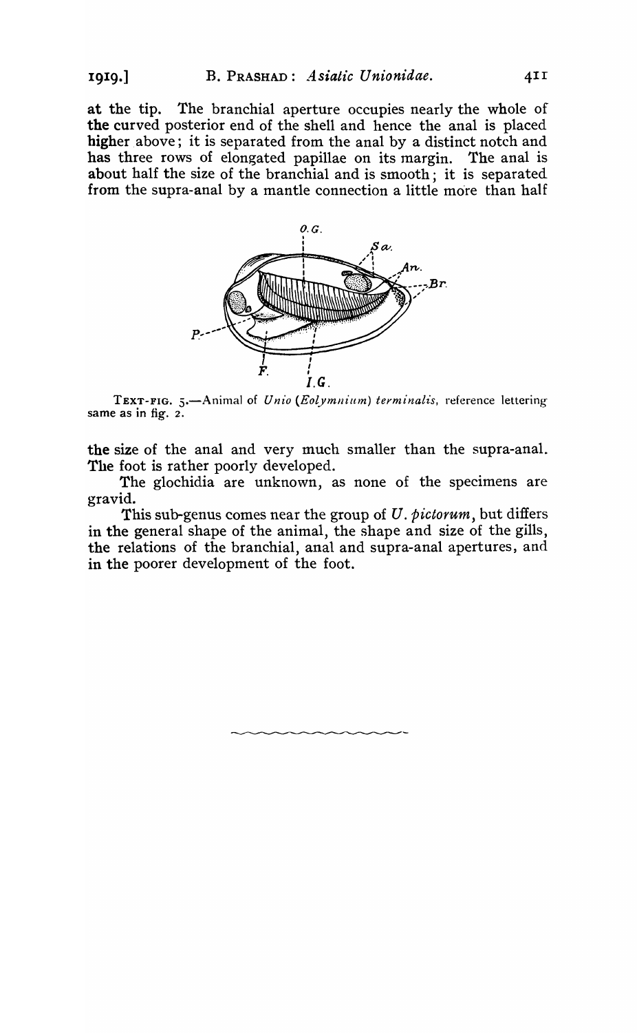at the tip. The branchial aperture occupies nearly the whole of the curved posterior end of the shell and hence the anal is placed higher above; it is separated from the anal by a distinct notch and has three rows of elongated papillae on its margin. The anal is about half the size of the branchial and is smooth; it is separated from the supra-anal by a mantle connection a little more than half

O.G.
Sa.
An.
Br.
P.
F.
I.G.

TEXT-FIG. 5.—Animal of *Unio* (*Eolymnium*) *terminalis*, reference lettering same as in fig. 2.

the size of the anal and very much smaller than the supra-anal. The foot is rather poorly developed.

The glochidia are unknown, as none of the specimens are gravid.

This sub-genus comes near the group of *U. pictorum*, but differs in the general shape of the animal, the shape and size of the gills, the relations of the branchial, anal and supra-anal apertures, and in the poorer development of the foot.